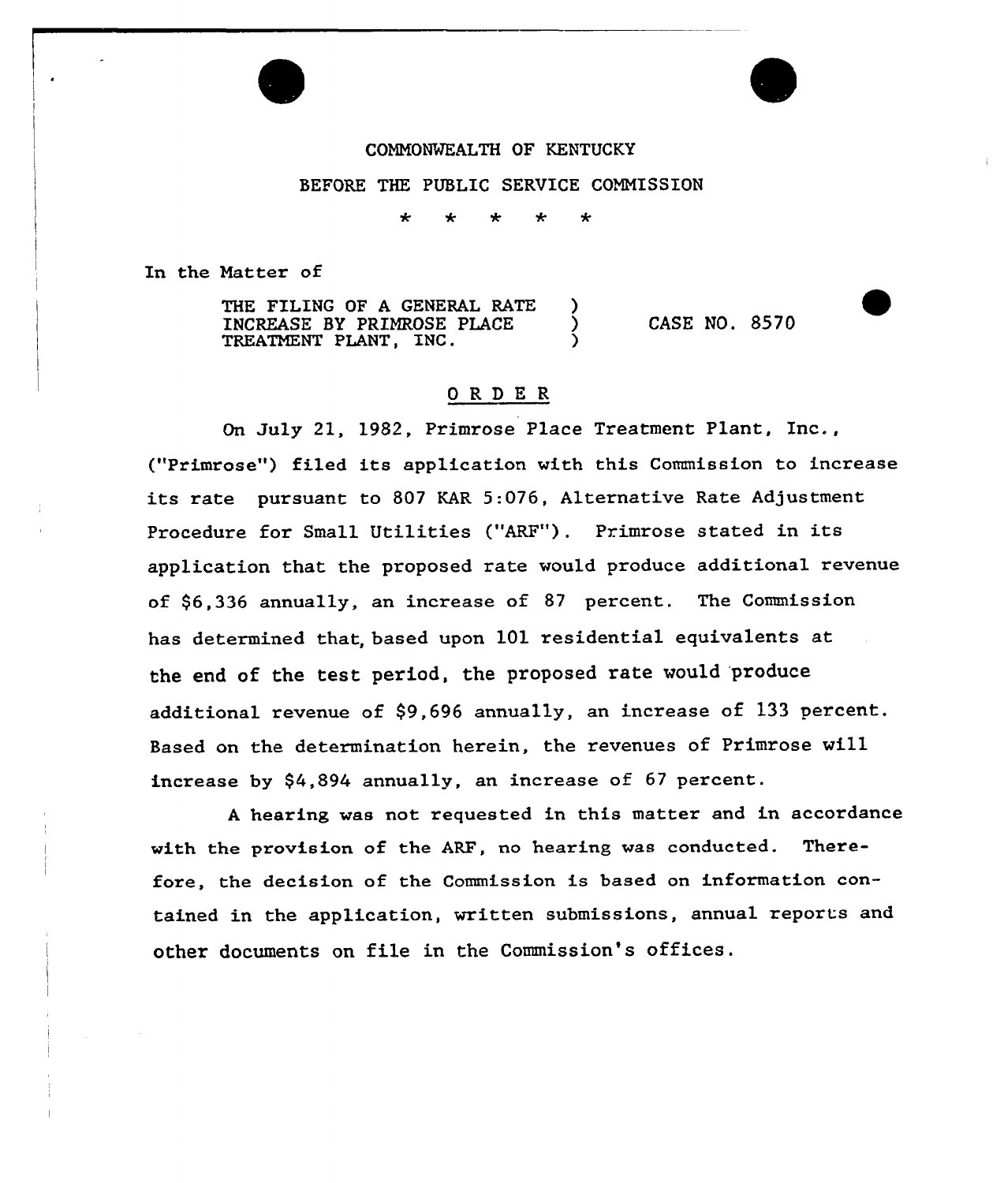COMMONWEALTH OF KENTUCKY

BEFORE THE PUBLIC SERVICE COMMISSION

\* \* \* \* \*

In the Matter of

| | | |
|---|---|---|
| THE FILING OF A GENERAL RATE INCREASE BY PRIMROSE PLACE TREATMENT PLANT, INC. | ) ) ) | CASE NO. 8570 |

## O R D E R

On July 21, 1982, Primrose Place Treatment Plant, Inc., ("Primrose") filed its application with this Commission to increase its rate pursuant to 807 KAR 5:076, Alternative Rate Adjustment Procedure for Small Utilities ("ARF"). Primrose stated in its application that the proposed rate would produce additional revenue of $6,336 annually, an increase of 87 percent. The Commission has determined that, based upon 101 residential equivalents at the end of the test period, the proposed rate would produce additional revenue of $9,696 annually, an increase of 133 percent. Based on the determination herein, the revenues of Primrose will increase by $4,894 annually, an increase of 67 percent.

A hearing was not requested in this matter and in accordance with the provision of the ARF, no hearing was conducted. Therefore, the decision of the Commission is based on information contained in the application, written submissions, annual reports and other documents on file in the Commission's offices.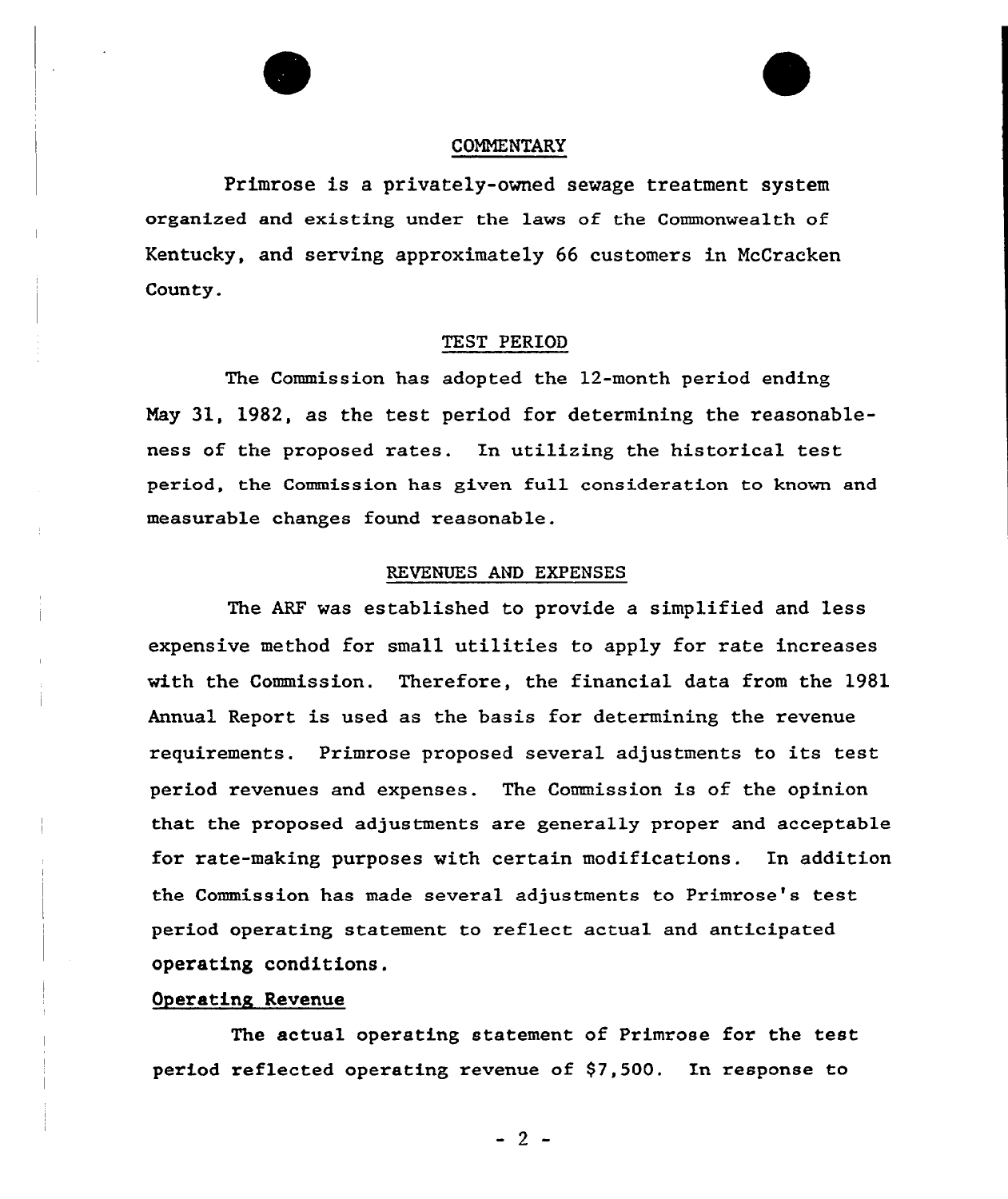## COMMENTARY

Primrose is a privately-owned sewage treatment system organized and existing under the laws of the Commonwealth of Kentucky, and serving approximately 66 customers in McCracken County.

## TEST PERIOD

The Commission has adopted the 12-month period ending May 31, 1982, as the test period for determining the reasonableness of the proposed rates. In utilizing the historical test period, the Commission has given full consideration to known and measurable changes found reasonable.

## REVENUES AND EXPENSES

The ARF was established to provide a simplified and less expensive method for small utilities to apply for rate increases with the Commission. Therefore, the financial data from the 1981 Annual Report is used as the basis for determining the revenue requirements. Primrose proposed several adjustments to its test period revenues and expenses. The Commission is of the opinion that the proposed adjustments are generally proper and acceptable for rate-making purposes with certain modifications. In addition the Commission has made several adjustments to Primrose's test period operating statement to reflect actual and anticipated operating conditions.

### Operating Revenue

The actual operating statement of Primrose for the test period reflected operating revenue of $7,500. In response to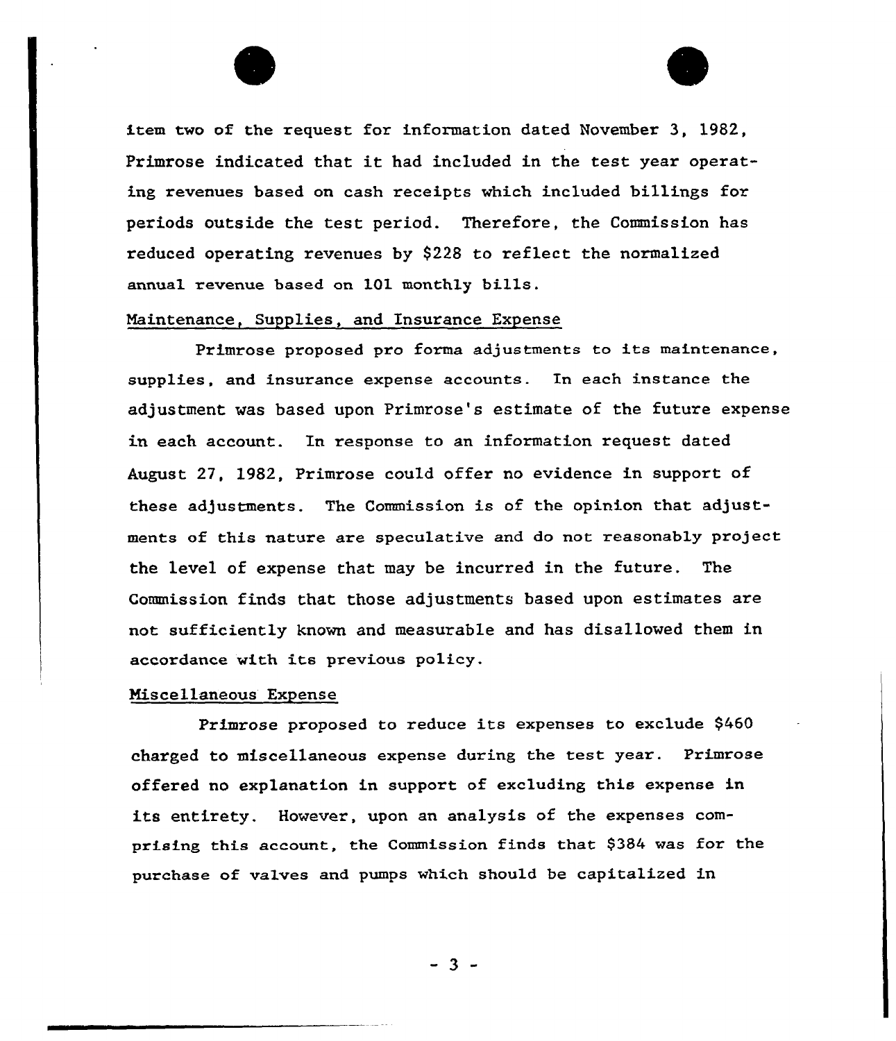item two of the request for information dated November 3, 1982, Primrose indicated that it had included in the test year operating revenues based on cash receipts which included billings for periods outside the test period. Therefore, the Commission has reduced operating revenues by $228 to reflect the normalized annual revenue based on 101 monthly bills.

Maintenance, Supplies, and Insurance Expense

Primrose proposed pro forma adjustments to its maintenance, supplies, and insurance expense accounts. In each instance the adjustment was based upon Primrose's estimate of the future expense in each account. In response to an information request dated August 27, 1982, Primrose could offer no evidence in support of these adjustments. The Commission is of the opinion that adjustments of this nature are speculative and do not reasonably project the level of expense that may be incurred in the future. The Commission finds that those adjustments based upon estimates are not sufficiently known and measurable and has disallowed them in accordance with its previous policy.

Miscellaneous Expense

Primrose proposed to reduce its expenses to exclude $460 charged to miscellaneous expense during the test year. Primrose offered no explanation in support of excluding this expense in its entirety. However, upon an analysis of the expenses comprising this account, the Commission finds that $384 was for the purchase of valves and pumps which should be capitalized in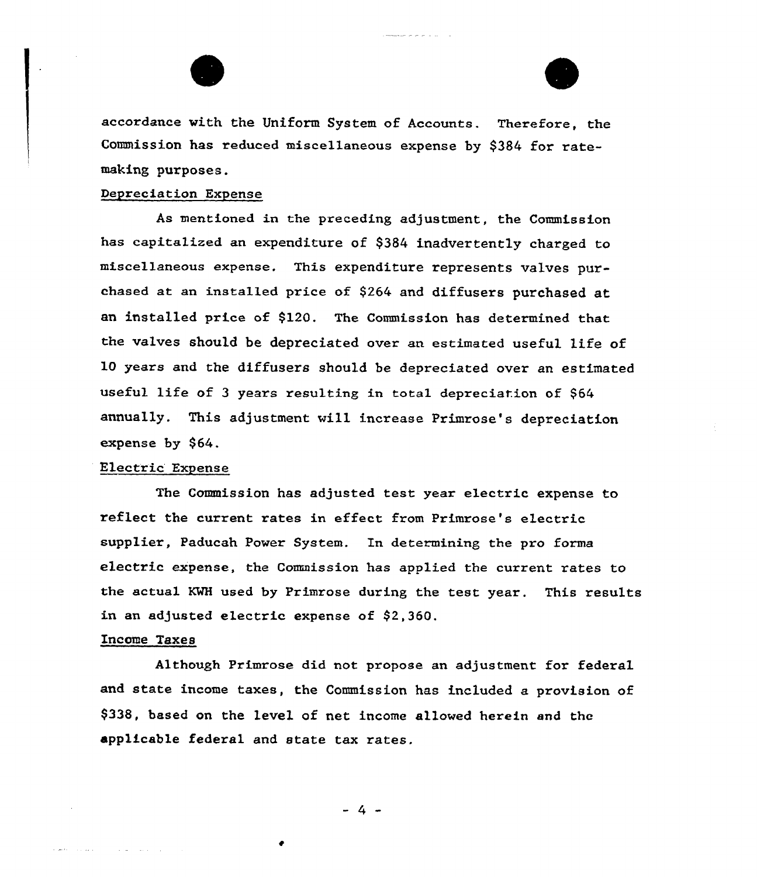accordance with the Uniform System of Accounts. Therefore, the Commission has reduced miscellaneous expense by $384 for rate-making purposes.

Depreciation Expense

As mentioned in the preceding adjustment, the Commission has capitalized an expenditure of $384 inadvertently charged to miscellaneous expense. This expenditure represents valves purchased at an installed price of $264 and diffusers purchased at an installed price of $120. The Commission has determined that the valves should be depreciated over an estimated useful life of 10 years and the diffusers should be depreciated over an estimated useful life of 3 years resulting in total depreciation of $64 annually. This adjustment will increase Primrose's depreciation expense by $64.

Electric Expense

The Commission has adjusted test year electric expense to reflect the current rates in effect from Primrose's electric supplier, Paducah Power System. In determining the pro forma electric expense, the Commission has applied the current rates to the actual KWH used by Primrose during the test year. This results in an adjusted electric expense of $2,360.

Income Taxes

Although Primrose did not propose an adjustment for federal and state income taxes, the Commission has included a provision of $338, based on the level of net income allowed herein and the applicable federal and state tax rates.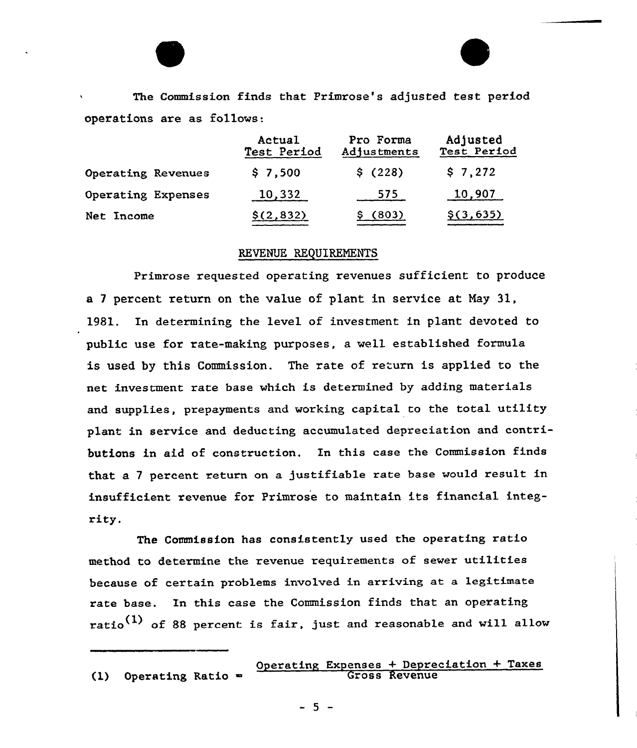The Commission finds that Primrose's adjusted test period operations are as follows:

| | Actual Test Period | Pro Forma Adjustments | Adjusted Test Period |
|---|---|---|---|
| Operating Revenues | $ 7,500 | $ (228) | $ 7,272 |
| Operating Expenses | 10,332 | 575 | 10,907 |
| Net Income | $(2,832) | $ (803) | $(3,635) |

## REVENUE REQUIREMENTS

Primrose requested operating revenues sufficient to produce a 7 percent return on the value of plant in service at May 31, 1981. In determining the level of investment in plant devoted to public use for rate-making purposes, a well established formula is used by this Commission. The rate of return is applied to the net investment rate base which is determined by adding materials and supplies, prepayments and working capital to the total utility plant in service and deducting accumulated depreciation and contributions in aid of construction. In this case the Commission finds that a 7 percent return on a justifiable rate base would result in insufficient revenue for Primrose to maintain its financial integrity.

The Commission has consistently used the operating ratio method to determine the revenue requirements of sewer utilities because of certain problems involved in arriving at a legitimate rate base. In this case the Commission finds that an operating ratio[1] of 88 percent is fair, just and reasonable and will allow

---

(1) Operating Ratio = $\frac{\text{Operating Expenses + Depreciation + Taxes}}{\text{Gross Revenue}}$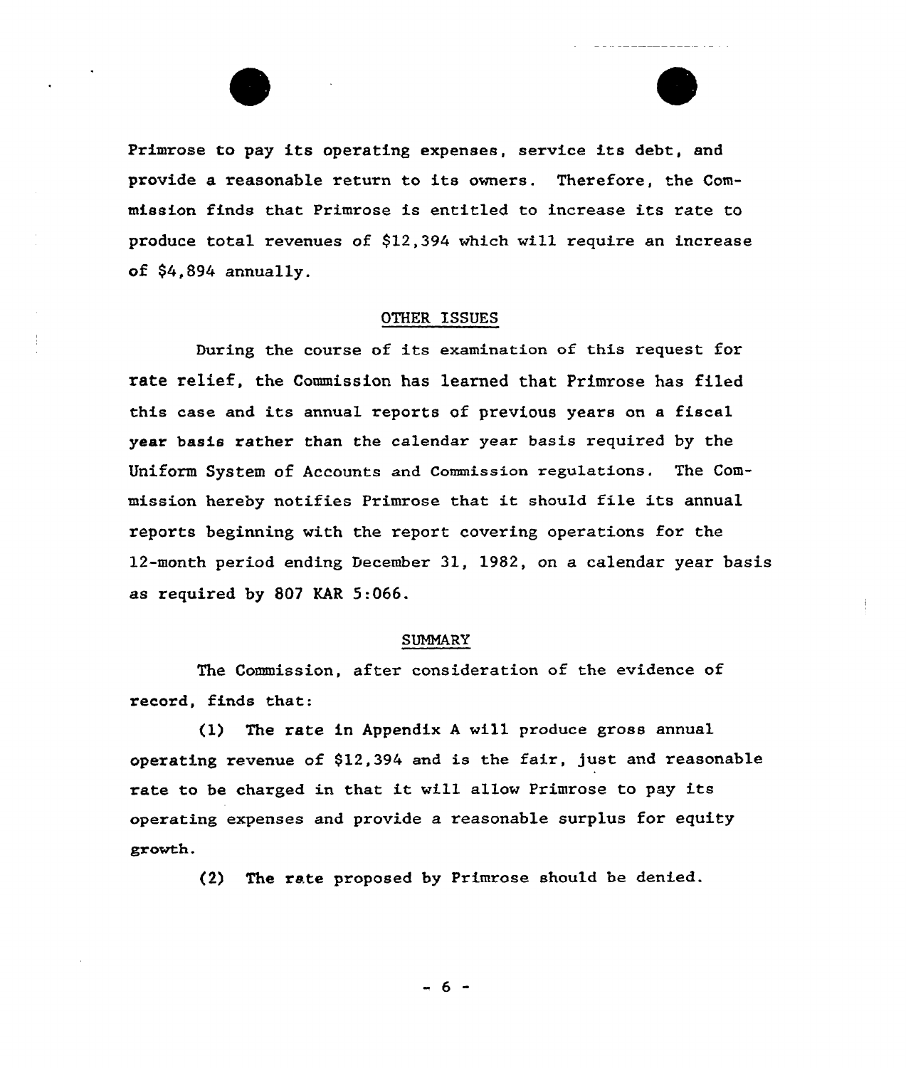Primrose to pay its operating expenses, service its debt, and provide a reasonable return to its owners. Therefore, the Commission finds that Primrose is entitled to increase its rate to produce total revenues of $12,394 which will require an increase of $4,894 annually.

## OTHER ISSUES

During the course of its examination of this request for rate relief, the Commission has learned that Primrose has filed this case and its annual reports of previous years on a fiscal year basis rather than the calendar year basis required by the Uniform System of Accounts and Commission regulations. The Commission hereby notifies Primrose that it should file its annual reports beginning with the report covering operations for the 12-month period ending December 31, 1982, on a calendar year basis as required by 807 KAR 5:066.

## SUMMARY

The Commission, after consideration of the evidence of record, finds that:

(1) The rate in Appendix A will produce gross annual operating revenue of $12,394 and is the fair, just and reasonable rate to be charged in that it will allow Primrose to pay its operating expenses and provide a reasonable surplus for equity growth.

(2) The rate proposed by Primrose should be denied.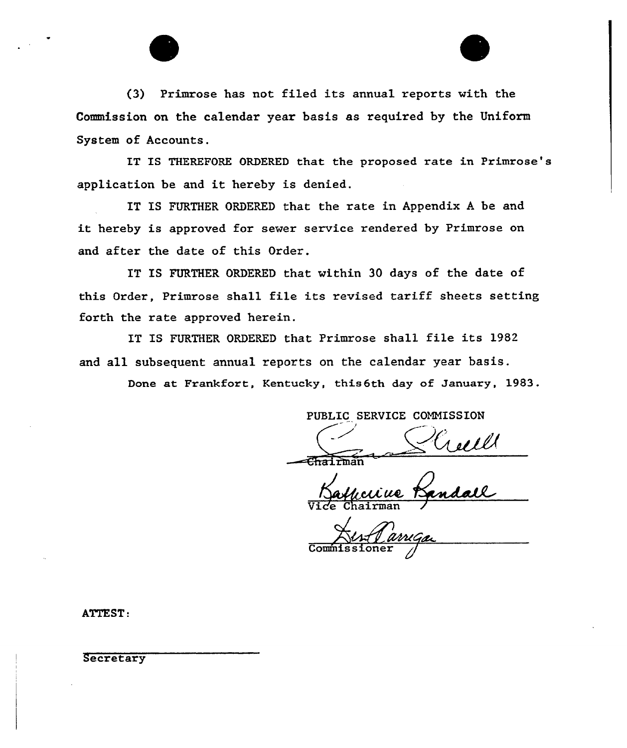(3) Primrose has not filed its annual reports with the Commission on the calendar year basis as required by the Uniform System of Accounts.

IT IS THEREFORE ORDERED that the proposed rate in Primrose's application be and it hereby is denied.

IT IS FURTHER ORDERED that the rate in Appendix A be and it hereby is approved for sewer service rendered by Primrose on and after the date of this Order.

IT IS FURTHER ORDERED that within 30 days of the date of this Order, Primrose shall file its revised tariff sheets setting forth the rate approved herein.

IT IS FURTHER ORDERED that Primrose shall file its 1982 and all subsequent annual reports on the calendar year basis.

Done at Frankfort, Kentucky, this 6th day of January, 1983.

PUBLIC SERVICE COMMISSION

Chairman

Vice Chairman

Commissioner

ATTEST:

Secretary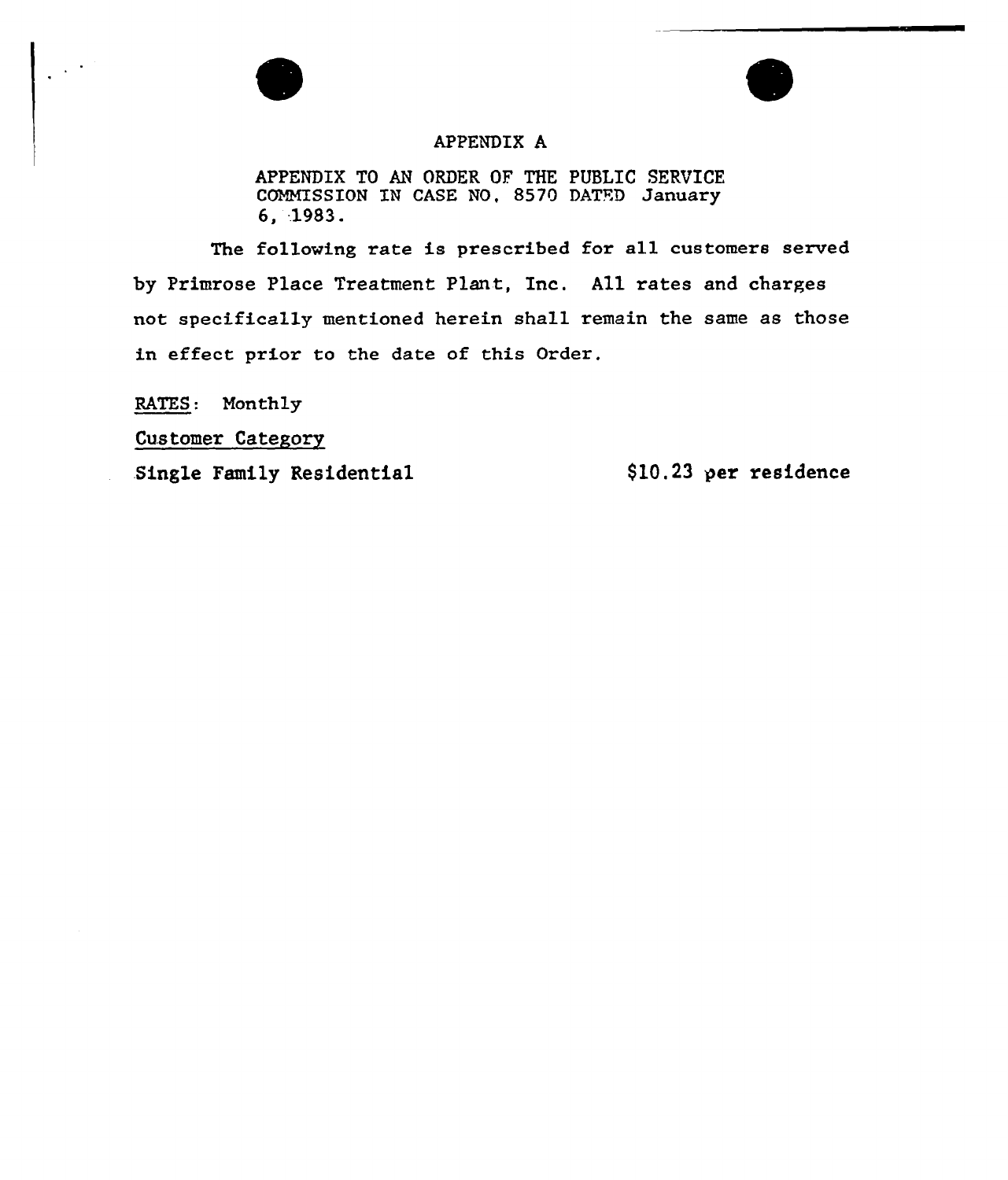# APPENDIX A

APPENDIX TO AN ORDER OF THE PUBLIC SERVICE COMMISSION IN CASE NO. 8570 DATED January 6, 1983.

The following rate is prescribed for all customers served by Primrose Place Treatment Plant, Inc. All rates and charges not specifically mentioned herein shall remain the same as those in effect prior to the date of this Order.

RATES: Monthly

Customer Category

| | |
|---|---|
| Single Family Residential | $10.23 per residence |